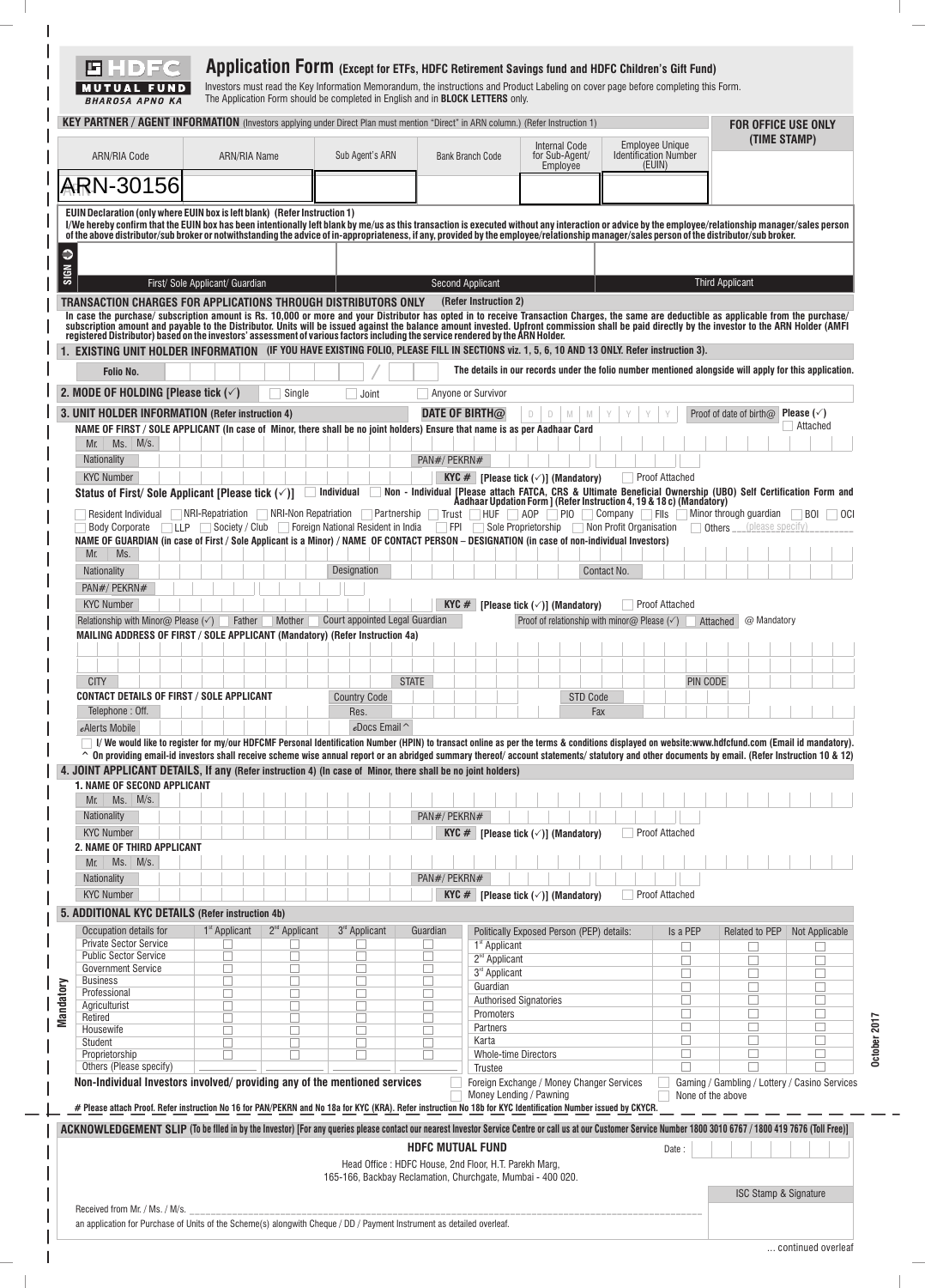# HDFC MUTUAL FUND
BHAROSA APNO KA

## Application Form (Except for ETFs, HDFC Retirement Savings fund and HDFC Children's Gift Fund)

Investors must read the Key Information Memorandum, the instructions and Product Labeling on cover page before completing this Form.
The Application Form should be completed in English and in **BLOCK LETTERS** only.

**KEY PARTNER / AGENT INFORMATION** (Investors applying under Direct Plan must mention "Direct" in ARN column.) (Refer Instruction 1)

| ARN/RIA Code | ARN/RIA Name | Sub Agent's ARN | Bank Branch Code | Internal Code for Sub-Agent/ Employee | Employee Unique Identification Number (EUIN) | FOR OFFICE USE ONLY (TIME STAMP) |
|---|---|---|---|---|---|---|
| ARN-30156 | | | | | | |

**EUIN Declaration (only where EUIN box is left blank) (Refer Instruction 1)**
I/We hereby confirm that the EUIN box has been intentionally left blank by me/us as this transaction is executed without any interaction or advice by the employee/relationship manager/sales person of the above distributor/sub broker or notwithstanding the advice of in-appropriateness, if any, provided by the employee/relationship manager/sales person of the distributor/sub broker.

SIGN

| First/ Sole Applicant/ Guardian | Second Applicant | Third Applicant |
|---|---|---|
| | | |

**TRANSACTION CHARGES FOR APPLICATIONS THROUGH DISTRIBUTORS ONLY** (Refer Instruction 2)
In case the purchase/ subscription amount is Rs. 10,000 or more and your Distributor has opted in to receive Transaction Charges, the same are deductible as applicable from the purchase/ subscription amount and payable to the Distributor. Units will be issued against the balance amount invested. Upfront commission shall be paid directly by the investor to the ARN Holder (AMFI registered Distributor) based on the investors' assessment of various factors including the service rendered by the ARN Holder.

### 1. EXISTING UNIT HOLDER INFORMATION (IF YOU HAVE EXISTING FOLIO, PLEASE FILL IN SECTIONS viz. 1, 5, 6, 10 AND 13 ONLY. Refer instruction 3).

Folio No. ____ / ____ The details in our records under the folio number mentioned alongside will apply for this application.

### 2. MODE OF HOLDING [Please tick (✓)]
☐ Single ☐ Joint ☐ Anyone or Survivor

### 3. UNIT HOLDER INFORMATION (Refer instruction 4)
DATE OF BIRTH@ D D M M Y Y Y Y Proof of date of birth@ Please (✓) ☐ Attached

NAME OF FIRST / SOLE APPLICANT (In case of Minor, there shall be no joint holders) Ensure that name is as per Aadhaar Card
Mr. Ms. M/s.
Nationality PAN#/ PEKRN#
KYC Number KYC # [Please tick (✓)] (Mandatory) ☐ Proof Attached

Status of First/ Sole Applicant [Please tick (✓)] ☐ Individual ☐ Non - Individual [Please attach FATCA, CRS & Ultimate Beneficial Ownership (UBO) Self Certification Form and Aadhaar Updation Form ] (Refer Instruction 4, 19 & 18 c) (Mandatory)
☐ Resident Individual ☐ NRI-Repatriation ☐ NRI-Non Repatriation ☐ Partnership ☐ Trust ☐ HUF ☐ AOP ☐ PIO ☐ Company ☐ FIIs ☐ Minor through guardian ☐ BOI ☐ OCI ☐ Body Corporate ☐ LLP ☐ Society / Club ☐ Foreign National Resident in India ☐ FPI ☐ Sole Proprietorship ☐ Non Profit Organisation ☐ Others ____ (please specify)

NAME OF GUARDIAN (in case of First / Sole Applicant is a Minor) / NAME OF CONTACT PERSON – DESIGNATION (in case of non-individual Investors)
Mr. Ms.
Nationality Designation Contact No.
PAN#/ PEKRN#
KYC Number KYC # [Please tick (✓)] (Mandatory) ☐ Proof Attached
Relationship with Minor@ Please (✓) ☐ Father ☐ Mother ☐ Court appointed Legal Guardian Proof of relationship with minor@ Please (✓) ☐ Attached @ Mandatory

MAILING ADDRESS OF FIRST / SOLE APPLICANT (Mandatory) (Refer Instruction 4a)

CITY STATE PIN CODE

CONTACT DETAILS OF FIRST / SOLE APPLICANT Country Code STD Code
Telephone : Off. Res. Fax
eAlerts Mobile eDocs Email ^

☐ I/ We would like to register for my/our HDFCMF Personal Identification Number (HPIN) to transact online as per the terms & conditions displayed on website:www.hdfcfund.com (Email id mandatory).
^ On providing email-id investors shall receive scheme wise annual report or an abridged summary thereof/ account statements/ statutory and other documents by email. (Refer Instruction 10 & 12)

### 4. JOINT APPLICANT DETAILS, If any (Refer instruction 4) (In case of Minor, there shall be no joint holders)

**1. NAME OF SECOND APPLICANT**
Mr. Ms. M/s.
Nationality PAN#/ PEKRN#
KYC Number KYC # [Please tick (✓)] (Mandatory) ☐ Proof Attached

**2. NAME OF THIRD APPLICANT**
Mr. Ms. M/s.
Nationality PAN#/ PEKRN#
KYC Number KYC # [Please tick (✓)] (Mandatory) ☐ Proof Attached

### 5. ADDITIONAL KYC DETAILS (Refer instruction 4b)

Mandatory

| Occupation details for | 1st Applicant | 2nd Applicant | 3rd Applicant | Guardian |
|---|---|---|---|---|
| Private Sector Service | ☐ | ☐ | ☐ | ☐ |
| Public Sector Service | ☐ | ☐ | ☐ | ☐ |
| Government Service | ☐ | ☐ | ☐ | ☐ |
| Business | ☐ | ☐ | ☐ | ☐ |
| Professional | ☐ | ☐ | ☐ | ☐ |
| Agriculturist | ☐ | ☐ | ☐ | ☐ |
| Retired | ☐ | ☐ | ☐ | ☐ |
| Housewife | ☐ | ☐ | ☐ | ☐ |
| Student | ☐ | ☐ | ☐ | ☐ |
| Proprietorship | ☐ | ☐ | ☐ | ☐ |
| Others (Please specify) | | | | |

| Politically Exposed Person (PEP) details: | Is a PEP | Related to PEP | Not Applicable |
|---|---|---|---|
| 1st Applicant | ☐ | ☐ | ☐ |
| 2nd Applicant | ☐ | ☐ | ☐ |
| 3rd Applicant | ☐ | ☐ | ☐ |
| Guardian | ☐ | ☐ | ☐ |
| Authorised Signatories | ☐ | ☐ | ☐ |
| Promoters | ☐ | ☐ | ☐ |
| Partners | ☐ | ☐ | ☐ |
| Karta | ☐ | ☐ | ☐ |
| Whole-time Directors | ☐ | ☐ | ☐ |
| Trustee | ☐ | ☐ | ☐ |

**Non-Individual Investors involved/ providing any of the mentioned services**
☐ Foreign Exchange / Money Changer Services ☐ Gaming / Gambling / Lottery / Casino Services
☐ Money Lending / Pawning ☐ None of the above

**# Please attach Proof. Refer instruction No 16 for PAN/PEKRN and No 18a for KYC (KRA). Refer instruction No 18b for KYC Identification Number issued by CKYCR.**

October 2017

---

**ACKNOWLEDGEMENT SLIP** (To be filled in by the Investor) [For any queries please contact our nearest Investor Service Centre or call us at our Customer Service Number 1800 3010 6767 / 1800 419 7676 (Toll Free)]

**HDFC MUTUAL FUND**
Head Office : HDFC House, 2nd Floor, H.T. Parekh Marg,
165-166, Backbay Reclamation, Churchgate, Mumbai - 400 020.

Date :

ISC Stamp & Signature

Received from Mr. / Ms. / M/s. ____________________
an application for Purchase of Units of the Scheme(s) alongwith Cheque / DD / Payment Instrument as detailed overleaf.

... continued overleaf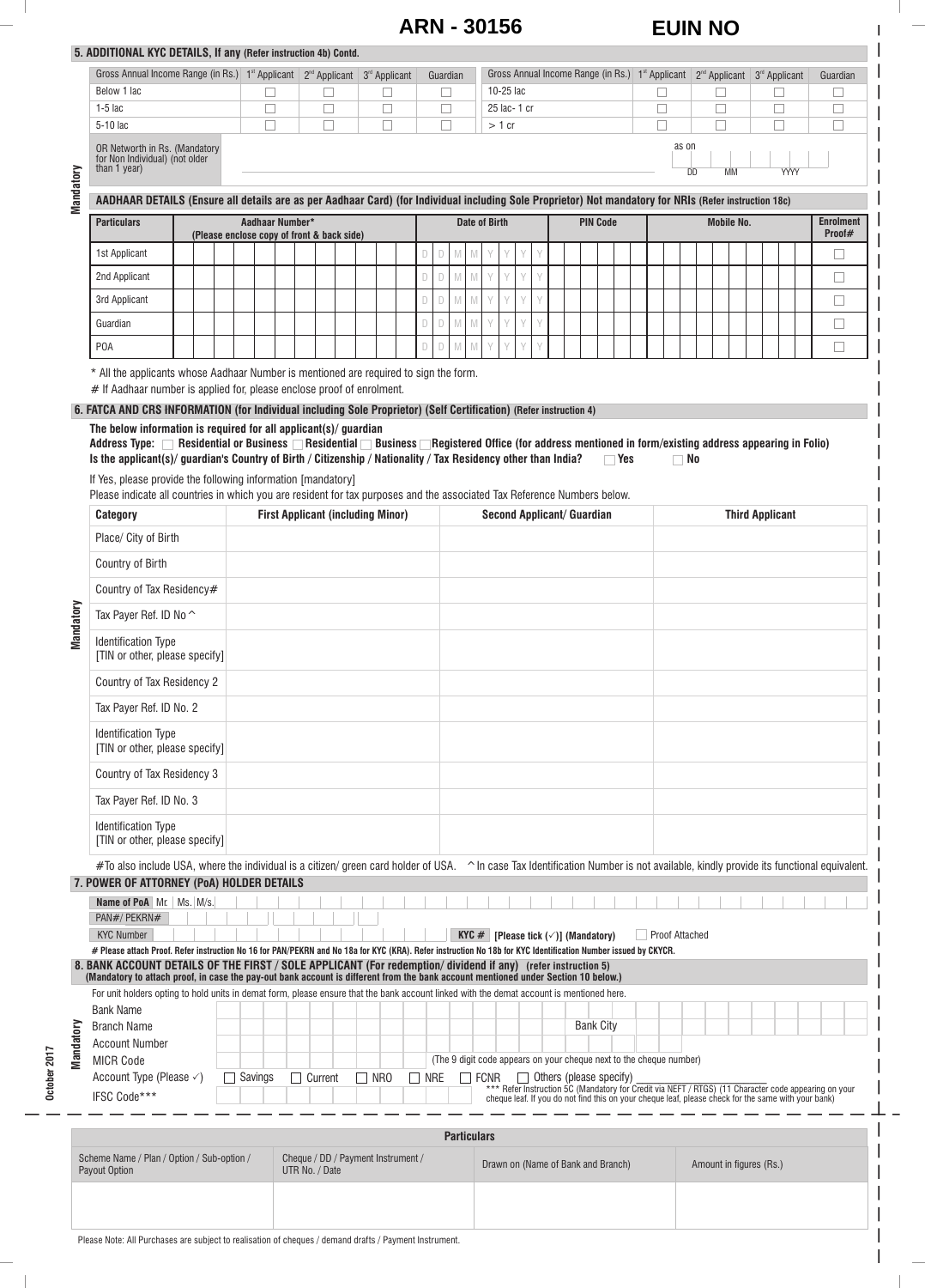**ARN - 30156** **EUIN NO**

### 5. ADDITIONAL KYC DETAILS, If any (Refer instruction 4b) Contd.

| Gross Annual Income Range (in Rs.) | 1st Applicant | 2nd Applicant | 3rd Applicant | Guardian | Gross Annual Income Range (in Rs.) | 1st Applicant | 2nd Applicant | 3rd Applicant | Guardian |
|---|---|---|---|---|---|---|---|---|---|
| Below 1 lac | ☐ | ☐ | ☐ | ☐ | 10-25 lac | ☐ | ☐ | ☐ | ☐ |
| 1-5 lac | ☐ | ☐ | ☐ | ☐ | 25 lac- 1 cr | ☐ | ☐ | ☐ | ☐ |
| 5-10 lac | ☐ | ☐ | ☐ | ☐ | > 1 cr | ☐ | ☐ | ☐ | ☐ |

OR Networth in Rs. (Mandatory for Non Individual) (not older than 1 year) ____________ as on DD MM YYYY

Mandatory

### AADHAAR DETAILS (Ensure all details are as per Aadhaar Card) (for Individual including Sole Proprietor) Not mandatory for NRIs (Refer instruction 18c)

| Particulars | Aadhaar Number* (Please enclose copy of front & back side) | Date of Birth | PIN Code | Mobile No. | Enrolment Proof# |
|---|---|---|---|---|---|
| 1st Applicant | | DDMMYYYY | | | ☐ |
| 2nd Applicant | | DDMMYYYY | | | ☐ |
| 3rd Applicant | | DDMMYYYY | | | ☐ |
| Guardian | | DDMMYYYY | | | ☐ |
| POA | | DDMMYYYY | | | ☐ |

\* All the applicants whose Aadhaar Number is mentioned are required to sign the form.

\# If Aadhaar number is applied for, please enclose proof of enrolment.

### 6. FATCA AND CRS INFORMATION (for Individual including Sole Proprietor) (Self Certification) (Refer instruction 4)

**The below information is required for all applicant(s)/ guardian**

**Address Type:** ☐ **Residential or Business** ☐ **Residential** ☐ **Business** ☐ **Registered Office (for address mentioned in form/existing address appearing in Folio)**

**Is the applicant(s)/ guardian's Country of Birth / Citizenship / Nationality / Tax Residency other than India?** ☐ **Yes** ☐ **No**

If Yes, please provide the following information [mandatory]

Please indicate all countries in which you are resident for tax purposes and the associated Tax Reference Numbers below.

Mandatory

| Category | First Applicant (including Minor) | Second Applicant/ Guardian | Third Applicant |
|---|---|---|---|
| Place/ City of Birth | | | |
| Country of Birth | | | |
| Country of Tax Residency# | | | |
| Tax Payer Ref. ID No ^ | | | |
| Identification Type [TIN or other, please specify] | | | |
| Country of Tax Residency 2 | | | |
| Tax Payer Ref. ID No. 2 | | | |
| Identification Type [TIN or other, please specify] | | | |
| Country of Tax Residency 3 | | | |
| Tax Payer Ref. ID No. 3 | | | |
| Identification Type [TIN or other, please specify] | | | |

\#To also include USA, where the individual is a citizen/ green card holder of USA. ^In case Tax Identification Number is not available, kindly provide its functional equivalent.

### 7. POWER OF ATTORNEY (PoA) HOLDER DETAILS

**Name of PoA** Mr. | Ms. | M/s. ____________

PAN#/ PEKRN# ____________

KYC Number ____________ **KYC #** **[Please tick (✓)] (Mandatory)** ☐ Proof Attached

**# Please attach Proof. Refer instruction No 16 for PAN/PEKRN and No 18a for KYC (KRA). Refer instruction No 18b for KYC Identification Number issued by CKYCR.**

### 8. BANK ACCOUNT DETAILS OF THE FIRST / SOLE APPLICANT (For redemption/ dividend if any) (refer instruction 5)

**(Mandatory to attach proof, in case the pay-out bank account is different from the bank account mentioned under Section 10 below.)**

For unit holders opting to hold units in demat form, please ensure that the bank account linked with the demat account is mentioned here.

Mandatory

Bank Name ____________

Branch Name ____________ Bank City ____________

Account Number ____________

MICR Code ____________ (The 9 digit code appears on your cheque next to the cheque number)

Account Type (Please ✓) ☐ Savings ☐ Current ☐ NRO ☐ NRE ☐ FCNR ☐ Others (please specify) ____________

IFSC Code*** ____________ *** Refer Instruction 5C (Mandatory for Credit via NEFT / RTGS) (11 Character code appearing on your cheque leaf. If you do not find this on your cheque leaf, please check for the same with your bank)

October 2017

| Particulars | | | |
|---|---|---|---|
| Scheme Name / Plan / Option / Sub-option / Payout Option | Cheque / DD / Payment Instrument / UTR No. / Date | Drawn on (Name of Bank and Branch) | Amount in figures (Rs.) |
| | | | |

Please Note: All Purchases are subject to realisation of cheques / demand drafts / Payment Instrument.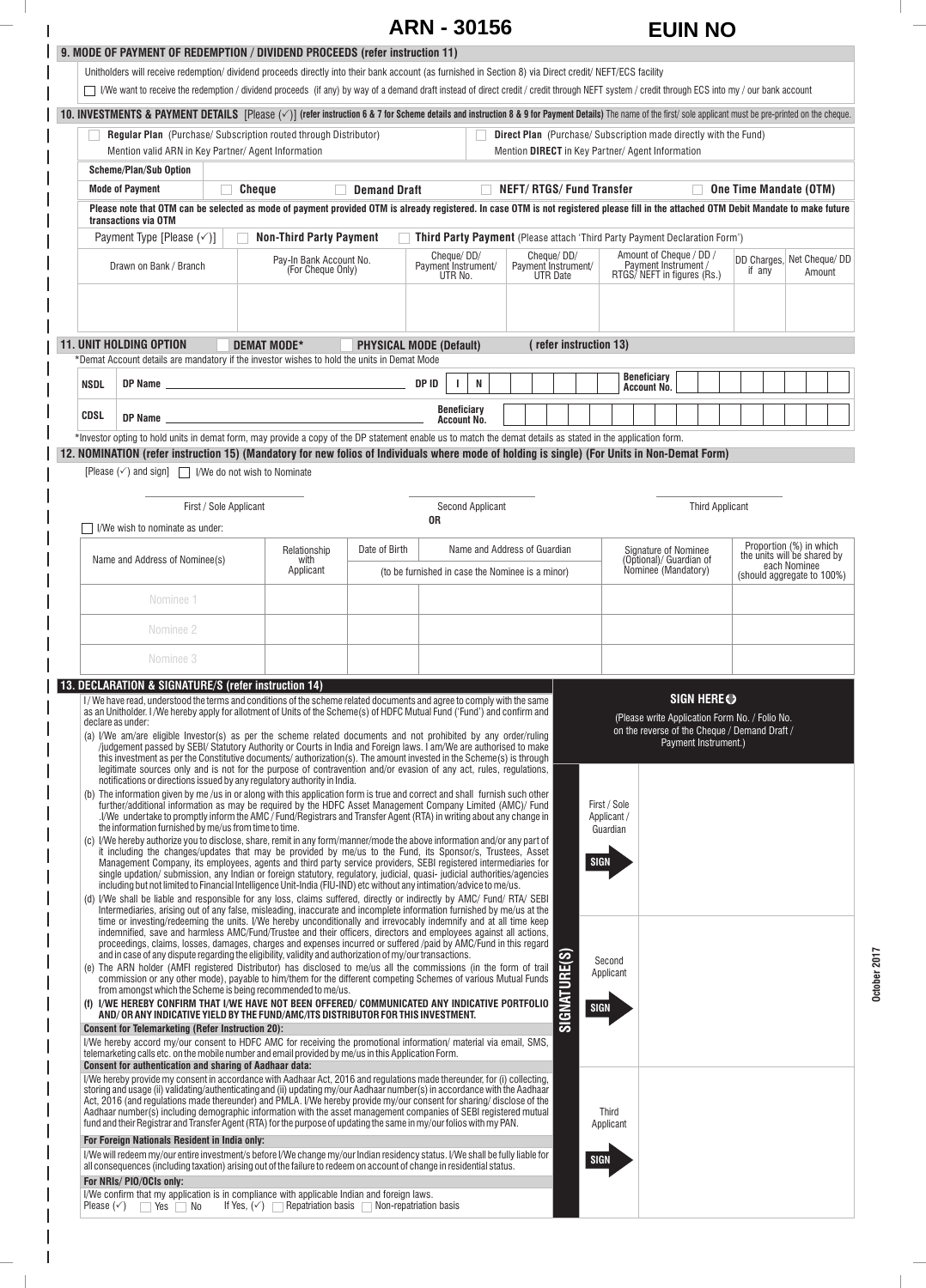ARN - 30156

EUIN NO

## 9. MODE OF PAYMENT OF REDEMPTION / DIVIDEND PROCEEDS (refer instruction 11)

Unitholders will receive redemption/ dividend proceeds directly into their bank account (as furnished in Section 8) via Direct credit/ NEFT/ECS facility

☐ I/We want to receive the redemption / dividend proceeds (if any) by way of a demand draft instead of direct credit / credit through NEFT system / credit through ECS into my / our bank account

## 10. INVESTMENTS & PAYMENT DETAILS [Please (✓)] (refer instruction 6 & 7 for Scheme details and instruction 8 & 9 for Payment Details) The name of the first/ sole applicant must be pre-printed on the cheque.

☐ **Regular Plan** (Purchase/ Subscription routed through Distributor)
Mention valid ARN in Key Partner/ Agent Information

☐ **Direct Plan** (Purchase/ Subscription made directly with the Fund)
Mention **DIRECT** in Key Partner/ Agent Information

**Scheme/Plan/Sub Option**

**Mode of Payment** ☐ **Cheque** ☐ **Demand Draft** ☐ **NEFT/ RTGS/ Fund Transfer** ☐ **One Time Mandate (OTM)**

**Please note that OTM can be selected as mode of payment provided OTM is already registered. In case OTM is not registered please fill in the attached OTM Debit Mandate to make future transactions via OTM**

Payment Type [Please (✓)] ☐ **Non-Third Party Payment** ☐ **Third Party Payment** (Please attach 'Third Party Payment Declaration Form')

| Drawn on Bank / Branch | Pay-In Bank Account No. (For Cheque Only) | Cheque/ DD/ Payment Instrument/ UTR No. | Cheque/ DD/ Payment Instrument/ UTR Date | Amount of Cheque / DD / Payment Instrument / RTGS/ NEFT in figures (Rs.) | DD Charges, if any | Net Cheque/ DD Amount |
|---|---|---|---|---|---|---|
| | | | | | | |

## 11. UNIT HOLDING OPTION ☐ DEMAT MODE* ☐ PHYSICAL MODE (Default) (refer instruction 13)

*Demat Account details are mandatory if the investor wishes to hold the units in Demat Mode

**NSDL** DP Name ______ DP ID I N ______ Beneficiary Account No. ______

**CDSL** DP Name ______ Beneficiary Account No. ______

*Investor opting to hold units in demat form, may provide a copy of the DP statement enable us to match the demat details as stated in the application form.

## 12. NOMINATION (refer instruction 15) (Mandatory for new folios of Individuals where mode of holding is single) (For Units in Non-Demat Form)

[Please (✓) and sign] ☐ I/We do not wish to Nominate

First / Sole Applicant ______ Second Applicant ______ Third Applicant ______

OR

☐ I/We wish to nominate as under:

| Name and Address of Nominee(s) | Relationship with Applicant | Date of Birth | Name and Address of Guardian (to be furnished in case the Nominee is a minor) | Signature of Nominee (Optional)/ Guardian of Nominee (Mandatory) | Proportion (%) in which the units will be shared by each Nominee (should aggregate to 100%) |
|---|---|---|---|---|---|
| Nominee 1 | | | | | |
| Nominee 2 | | | | | |
| Nominee 3 | | | | | |

## 13. DECLARATION & SIGNATURE/S (refer instruction 14)

I / We have read, understood the terms and conditions of the scheme related documents and agree to comply with the same as an Unitholder. I /We hereby apply for allotment of Units of the Scheme(s) of HDFC Mutual Fund ('Fund') and confirm and declare as under:

(a) I/We am/are eligible Investor(s) as per the scheme related documents and not prohibited by any order/ruling /judgement passed by SEBI/ Statutory Authority or Courts in India and Foreign laws. I am/We are authorised to make this investment as per the Constitutive documents/ authorization(s). The amount invested in the Scheme(s) is through legitimate sources only and is not for the purpose of contravention and/or evasion of any act, rules, regulations, notifications or directions issued by any regulatory authority in India.

(b) The information given by me /us in or along with this application form is true and correct and shall furnish such other further/additional information as may be required by the HDFC Asset Management Company Limited (AMC)/ Fund ./I/We undertake to promptly inform the AMC / Fund/Registrars and Transfer Agent (RTA) in writing about any change in the information furnished by me/us from time to time.

(c) I/We hereby authorize you to disclose, share, remit in any form/manner/mode the above information and/or any part of it including the changes/updates that may be provided by me/us to the Fund, its Sponsor/s, Trustees, Asset Management Company, its employees, agents and third party service providers, SEBI registered intermediaries for single updation/ submission, any Indian or foreign statutory, regulatory, judicial, quasi- judicial authorities/agencies including but not limited to Financial Intelligence Unit-India (FIU-IND) etc without any intimation/advice to me/us.

(d) I/We shall be liable and responsible for any loss, claims suffered, directly or indirectly by AMC/ Fund/ RTA/ SEBI Intermediaries, arising out of any false, misleading, inaccurate and incomplete information furnished by me/us at the time or investing/redeeming the units. I/We hereby unconditionally and irrevocably indemnify and at all time keep indemnified, save and harmless AMC/Fund/Trustee and their officers, directors and employees against all actions, proceedings, claims, losses, damages, charges and expenses incurred or suffered /paid by AMC/Fund in this regard and in case of any dispute regarding the eligibility, validity and authorization of my/our transactions.

(e) The ARN holder (AMFI registered Distributor) has disclosed to me/us all the commissions (in the form of trail commission or any other mode), payable to him/them for the different competing Schemes of various Mutual Funds from amongst which the Scheme is being recommended to me/us.

**(f) I/WE HEREBY CONFIRM THAT I/WE HAVE NOT BEEN OFFERED/ COMMUNICATED ANY INDICATIVE PORTFOLIO AND/ OR ANY INDICATIVE YIELD BY THE FUND/AMC/ITS DISTRIBUTOR FOR THIS INVESTMENT.**

**Consent for Telemarketing (Refer Instruction 20):**

I/We hereby accord my/our consent to HDFC AMC for receiving the promotional information/ material via email, SMS, telemarketing calls etc. on the mobile number and email provided by me/us in this Application Form.

**Consent for authentication and sharing of Aadhaar data:**

I/We hereby provide my consent in accordance with Aadhaar Act, 2016 and regulations made thereunder, for (i) collecting, storing and usage (ii) validating/authenticating and (ii) updating my/our Aadhaar number(s) in accordance with the Aadhaar Act, 2016 (and regulations made thereunder) and PMLA. I/We hereby provide my/our consent for sharing/ disclose of the Aadhaar number(s) including demographic information with the asset management companies of SEBI registered mutual fund and their Registrar and Transfer Agent (RTA) for the purpose of updating the same in my/our folios with my PAN.

**For Foreign Nationals Resident in India only:**

I/We will redeem my/our entire investment/s before I/We change my/our Indian residency status. I/We shall be fully liable for all consequences (including taxation) arising out of the failure to redeem on account of change in residential status.

**For NRIs/ PIO/OCIs only:**

I/We confirm that my application is in compliance with applicable Indian and foreign laws.
Please (✓) ☐ Yes ☐ No If Yes, (✓) ☐ Repatriation basis ☐ Non-repatriation basis

**SIGN HERE**

(Please write Application Form No. / Folio No. on the reverse of the Cheque / Demand Draft / Payment Instrument.)

**SIGNATURE(S)**

First / Sole Applicant / Guardian — SIGN

Second Applicant — SIGN

Third Applicant — SIGN

October 2017